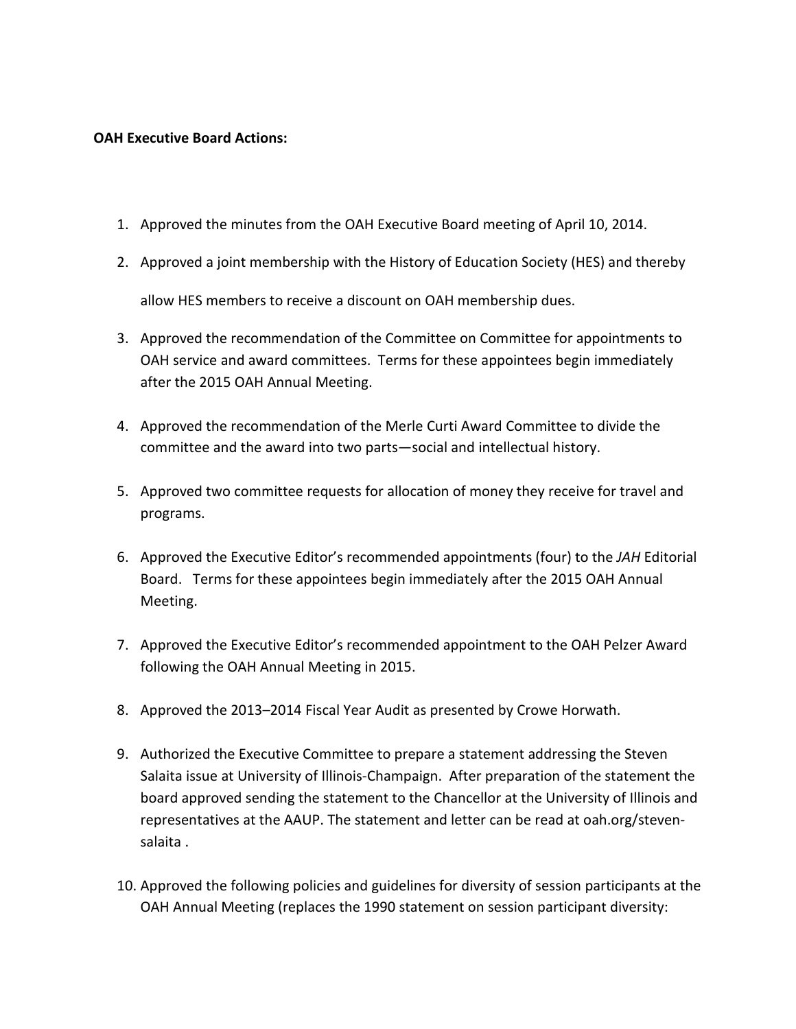**OAH Executive Board Actions:**

1. Approved the minutes from the OAH Executive Board meeting of April 10, 2014.

2. Approved a joint membership with the History of Education Society (HES) and thereby allow HES members to receive a discount on OAH membership dues.

3. Approved the recommendation of the Committee on Committee for appointments to OAH service and award committees. Terms for these appointees begin immediately after the 2015 OAH Annual Meeting.

4. Approved the recommendation of the Merle Curti Award Committee to divide the committee and the award into two parts—social and intellectual history.

5. Approved two committee requests for allocation of money they receive for travel and programs.

6. Approved the Executive Editor's recommended appointments (four) to the *JAH* Editorial Board. Terms for these appointees begin immediately after the 2015 OAH Annual Meeting.

7. Approved the Executive Editor's recommended appointment to the OAH Pelzer Award following the OAH Annual Meeting in 2015.

8. Approved the 2013–2014 Fiscal Year Audit as presented by Crowe Horwath.

9. Authorized the Executive Committee to prepare a statement addressing the Steven Salaita issue at University of Illinois-Champaign. After preparation of the statement the board approved sending the statement to the Chancellor at the University of Illinois and representatives at the AAUP. The statement and letter can be read at oah.org/steven-salaita .

10. Approved the following policies and guidelines for diversity of session participants at the OAH Annual Meeting (replaces the 1990 statement on session participant diversity: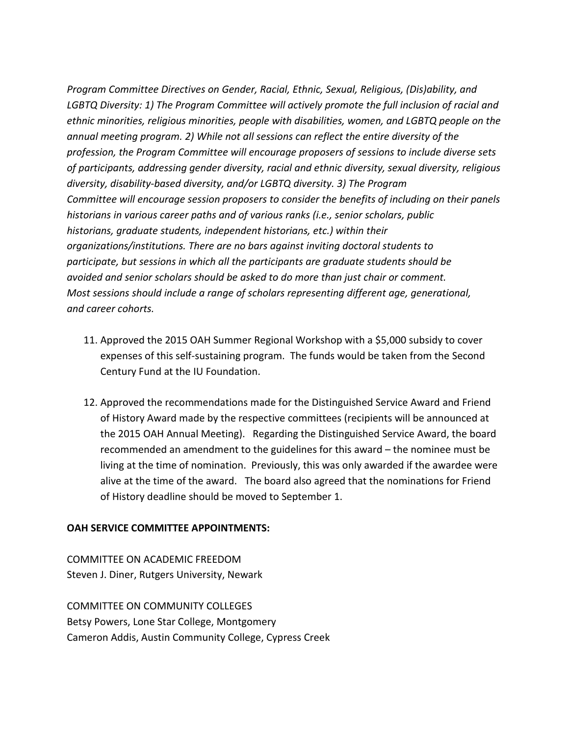*Program Committee Directives on Gender, Racial, Ethnic, Sexual, Religious, (Dis)ability, and LGBTQ Diversity: 1) The Program Committee will actively promote the full inclusion of racial and ethnic minorities, religious minorities, people with disabilities, women, and LGBTQ people on the annual meeting program. 2) While not all sessions can reflect the entire diversity of the profession, the Program Committee will encourage proposers of sessions to include diverse sets of participants, addressing gender diversity, racial and ethnic diversity, sexual diversity, religious diversity, disability-based diversity, and/or LGBTQ diversity. 3) The Program Committee will encourage session proposers to consider the benefits of including on their panels historians in various career paths and of various ranks (i.e., senior scholars, public historians, graduate students, independent historians, etc.) within their organizations/institutions. There are no bars against inviting doctoral students to participate, but sessions in which all the participants are graduate students should be avoided and senior scholars should be asked to do more than just chair or comment. Most sessions should include a range of scholars representing different age, generational, and career cohorts.*

11. Approved the 2015 OAH Summer Regional Workshop with a $5,000 subsidy to cover expenses of this self-sustaining program. The funds would be taken from the Second Century Fund at the IU Foundation.

12. Approved the recommendations made for the Distinguished Service Award and Friend of History Award made by the respective committees (recipients will be announced at the 2015 OAH Annual Meeting). Regarding the Distinguished Service Award, the board recommended an amendment to the guidelines for this award – the nominee must be living at the time of nomination. Previously, this was only awarded if the awardee were alive at the time of the award. The board also agreed that the nominations for Friend of History deadline should be moved to September 1.

**OAH SERVICE COMMITTEE APPOINTMENTS:**

COMMITTEE ON ACADEMIC FREEDOM
Steven J. Diner, Rutgers University, Newark

COMMITTEE ON COMMUNITY COLLEGES
Betsy Powers, Lone Star College, Montgomery
Cameron Addis, Austin Community College, Cypress Creek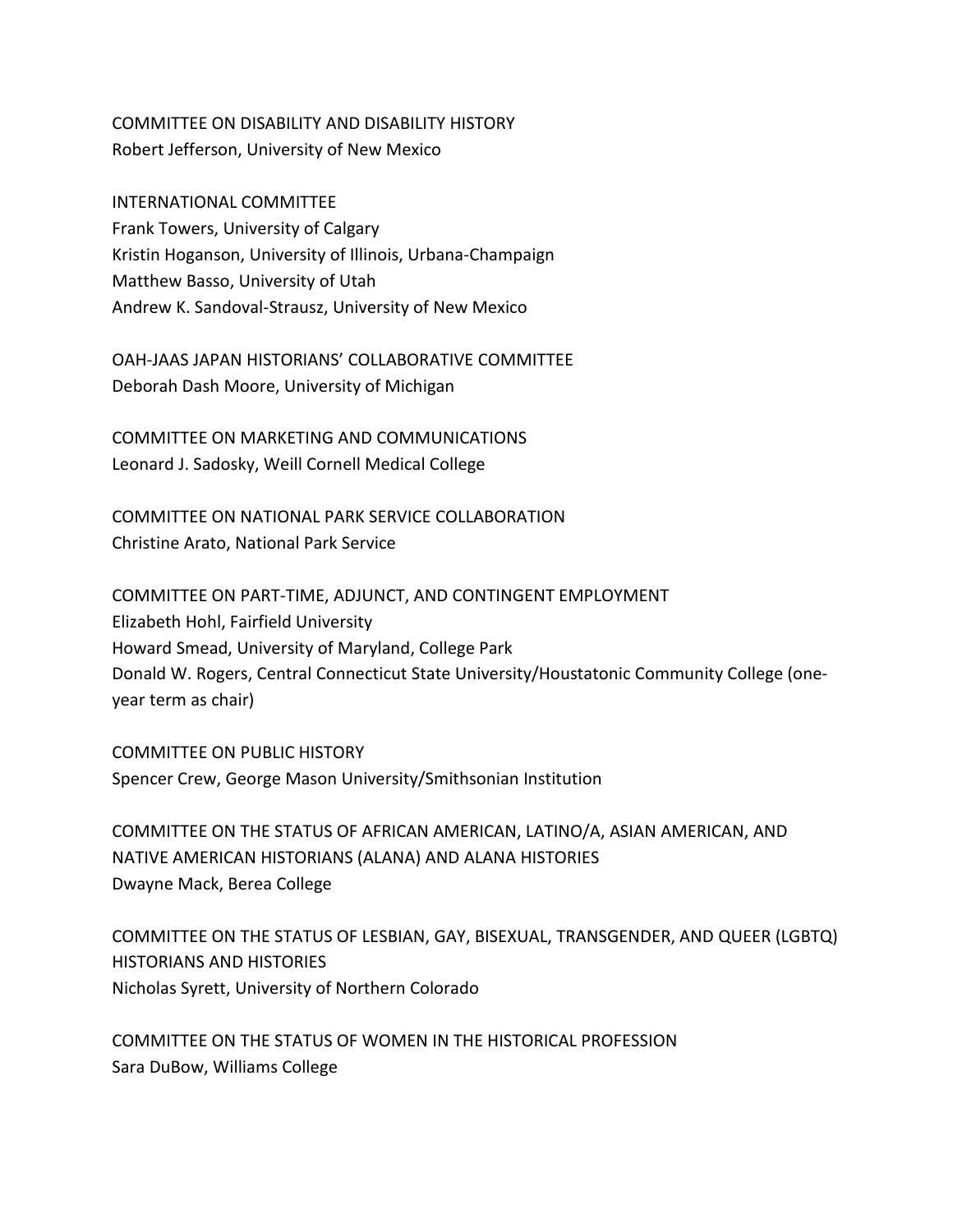COMMITTEE ON DISABILITY AND DISABILITY HISTORY
Robert Jefferson, University of New Mexico

INTERNATIONAL COMMITTEE
Frank Towers, University of Calgary
Kristin Hoganson, University of Illinois, Urbana-Champaign
Matthew Basso, University of Utah
Andrew K. Sandoval-Strausz, University of New Mexico

OAH-JAAS JAPAN HISTORIANS' COLLABORATIVE COMMITTEE
Deborah Dash Moore, University of Michigan

COMMITTEE ON MARKETING AND COMMUNICATIONS
Leonard J. Sadosky, Weill Cornell Medical College

COMMITTEE ON NATIONAL PARK SERVICE COLLABORATION
Christine Arato, National Park Service

COMMITTEE ON PART-TIME, ADJUNCT, AND CONTINGENT EMPLOYMENT
Elizabeth Hohl, Fairfield University
Howard Smead, University of Maryland, College Park
Donald W. Rogers, Central Connecticut State University/Houstatonic Community College (one-year term as chair)

COMMITTEE ON PUBLIC HISTORY
Spencer Crew, George Mason University/Smithsonian Institution

COMMITTEE ON THE STATUS OF AFRICAN AMERICAN, LATINO/A, ASIAN AMERICAN, AND NATIVE AMERICAN HISTORIANS (ALANA) AND ALANA HISTORIES
Dwayne Mack, Berea College

COMMITTEE ON THE STATUS OF LESBIAN, GAY, BISEXUAL, TRANSGENDER, AND QUEER (LGBTQ) HISTORIANS AND HISTORIES
Nicholas Syrett, University of Northern Colorado

COMMITTEE ON THE STATUS OF WOMEN IN THE HISTORICAL PROFESSION
Sara DuBow, Williams College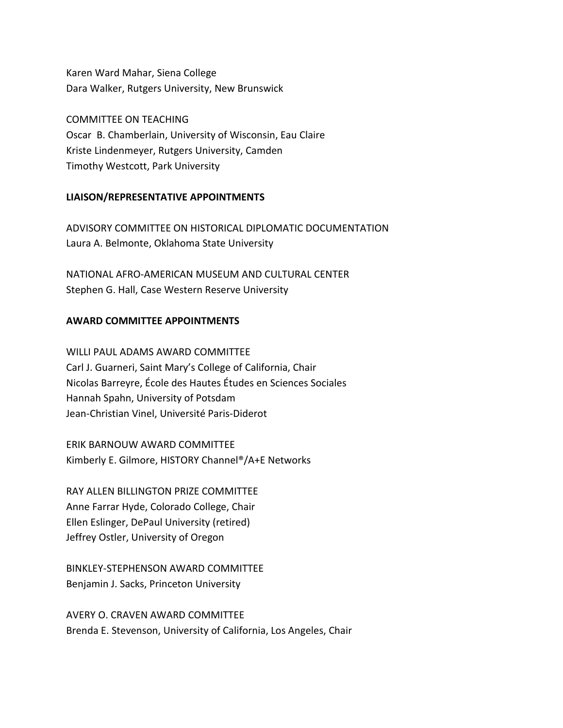Karen Ward Mahar, Siena College
Dara Walker, Rutgers University, New Brunswick

COMMITTEE ON TEACHING
Oscar B. Chamberlain, University of Wisconsin, Eau Claire
Kriste Lindenmeyer, Rutgers University, Camden
Timothy Westcott, Park University

**LIAISON/REPRESENTATIVE APPOINTMENTS**

ADVISORY COMMITTEE ON HISTORICAL DIPLOMATIC DOCUMENTATION
Laura A. Belmonte, Oklahoma State University

NATIONAL AFRO-AMERICAN MUSEUM AND CULTURAL CENTER
Stephen G. Hall, Case Western Reserve University

**AWARD COMMITTEE APPOINTMENTS**

WILLI PAUL ADAMS AWARD COMMITTEE
Carl J. Guarneri, Saint Mary's College of California, Chair
Nicolas Barreyre, École des Hautes Études en Sciences Sociales
Hannah Spahn, University of Potsdam
Jean-Christian Vinel, Université Paris-Diderot

ERIK BARNOUW AWARD COMMITTEE
Kimberly E. Gilmore, HISTORY Channel®/A+E Networks

RAY ALLEN BILLINGTON PRIZE COMMITTEE
Anne Farrar Hyde, Colorado College, Chair
Ellen Eslinger, DePaul University (retired)
Jeffrey Ostler, University of Oregon

BINKLEY-STEPHENSON AWARD COMMITTEE
Benjamin J. Sacks, Princeton University

AVERY O. CRAVEN AWARD COMMITTEE
Brenda E. Stevenson, University of California, Los Angeles, Chair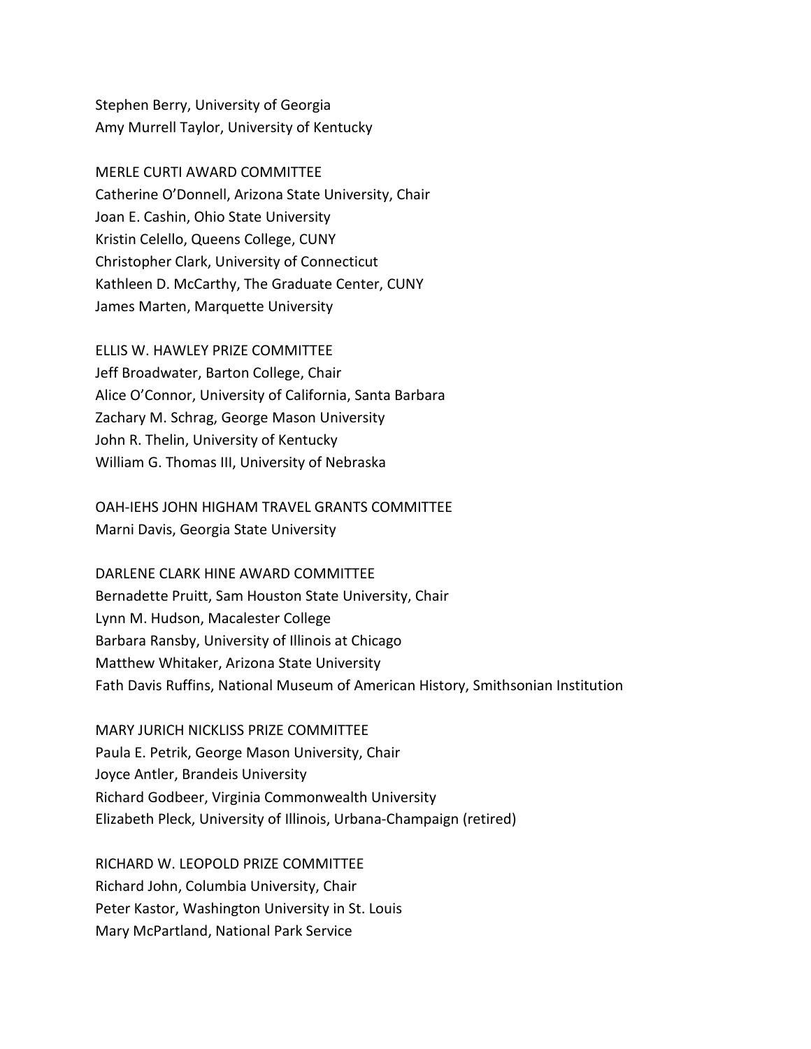Stephen Berry, University of Georgia
Amy Murrell Taylor, University of Kentucky

## MERLE CURTI AWARD COMMITTEE

Catherine O'Donnell, Arizona State University, Chair
Joan E. Cashin, Ohio State University
Kristin Celello, Queens College, CUNY
Christopher Clark, University of Connecticut
Kathleen D. McCarthy, The Graduate Center, CUNY
James Marten, Marquette University

## ELLIS W. HAWLEY PRIZE COMMITTEE

Jeff Broadwater, Barton College, Chair
Alice O'Connor, University of California, Santa Barbara
Zachary M. Schrag, George Mason University
John R. Thelin, University of Kentucky
William G. Thomas III, University of Nebraska

## OAH-IEHS JOHN HIGHAM TRAVEL GRANTS COMMITTEE

Marni Davis, Georgia State University

## DARLENE CLARK HINE AWARD COMMITTEE

Bernadette Pruitt, Sam Houston State University, Chair
Lynn M. Hudson, Macalester College
Barbara Ransby, University of Illinois at Chicago
Matthew Whitaker, Arizona State University
Fath Davis Ruffins, National Museum of American History, Smithsonian Institution

## MARY JURICH NICKLISS PRIZE COMMITTEE

Paula E. Petrik, George Mason University, Chair
Joyce Antler, Brandeis University
Richard Godbeer, Virginia Commonwealth University
Elizabeth Pleck, University of Illinois, Urbana-Champaign (retired)

## RICHARD W. LEOPOLD PRIZE COMMITTEE

Richard John, Columbia University, Chair
Peter Kastor, Washington University in St. Louis
Mary McPartland, National Park Service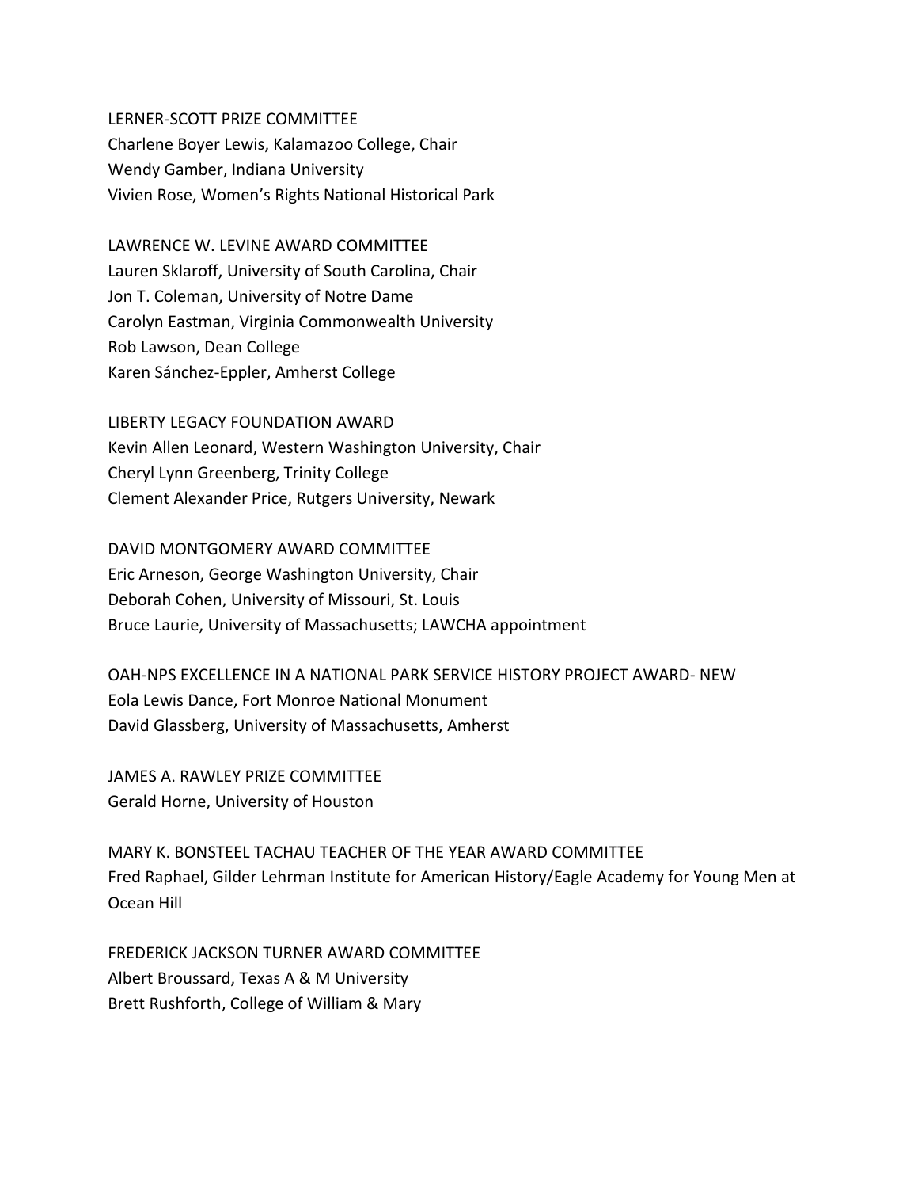LERNER-SCOTT PRIZE COMMITTEE
Charlene Boyer Lewis, Kalamazoo College, Chair
Wendy Gamber, Indiana University
Vivien Rose, Women's Rights National Historical Park

LAWRENCE W. LEVINE AWARD COMMITTEE
Lauren Sklaroff, University of South Carolina, Chair
Jon T. Coleman, University of Notre Dame
Carolyn Eastman, Virginia Commonwealth University
Rob Lawson, Dean College
Karen Sánchez-Eppler, Amherst College

LIBERTY LEGACY FOUNDATION AWARD
Kevin Allen Leonard, Western Washington University, Chair
Cheryl Lynn Greenberg, Trinity College
Clement Alexander Price, Rutgers University, Newark

DAVID MONTGOMERY AWARD COMMITTEE
Eric Arneson, George Washington University, Chair
Deborah Cohen, University of Missouri, St. Louis
Bruce Laurie, University of Massachusetts; LAWCHA appointment

OAH-NPS EXCELLENCE IN A NATIONAL PARK SERVICE HISTORY PROJECT AWARD- NEW
Eola Lewis Dance, Fort Monroe National Monument
David Glassberg, University of Massachusetts, Amherst

JAMES A. RAWLEY PRIZE COMMITTEE
Gerald Horne, University of Houston

MARY K. BONSTEEL TACHAU TEACHER OF THE YEAR AWARD COMMITTEE
Fred Raphael, Gilder Lehrman Institute for American History/Eagle Academy for Young Men at Ocean Hill

FREDERICK JACKSON TURNER AWARD COMMITTEE
Albert Broussard, Texas A & M University
Brett Rushforth, College of William & Mary